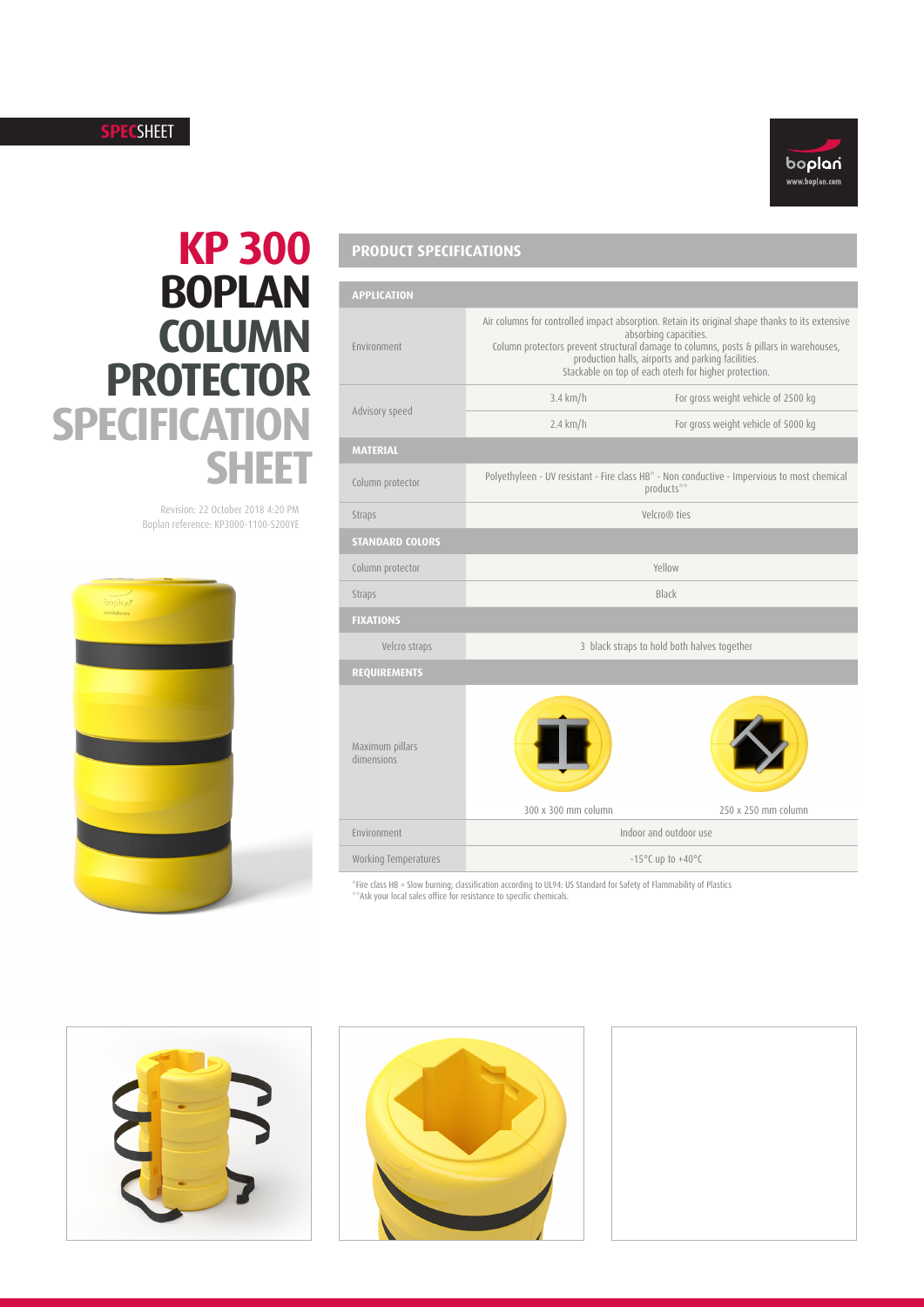**SPEC**SHEET

# KP 300 BOPLAN COLUMN PROTECTOR SPECIFICATION SHEET

Revision: 22 October 2018 4:20 PM
Boplan reference: KP3000-1100-S200YE

## PRODUCT SPECIFICATIONS

| **APPLICATION** | | |
|---|---|---|
| Environment | Air columns for controlled impact absorption. Retain its original shape thanks to its extensive absorbing capacities. Column protectors prevent structural damage to columns, posts & pillars in warehouses, production halls, airports and parking facilities. Stackable on top of each oterh for higher protection. | |
| Advisory speed | 3.4 km/h | For gross weight vehicle of 2500 kg |
| | 2.4 km/h | For gross weight vehicle of 5000 kg |
| **MATERIAL** | | |
| Column protector | Polyethyleen - UV resistant - Fire class HB* - Non conductive - Impervious to most chemical products** | |
| Straps | Velcro® ties | |
| **STANDARD COLORS** | | |
| Column protector | Yellow | |
| Straps | Black | |
| **FIXATIONS** | | |
| Velcro straps | 3 black straps to hold both halves together | |
| **REQUIREMENTS** | | |
| Maximum pillars dimensions | 300 x 300 mm column | 250 x 250 mm column |
| Environment | Indoor and outdoor use | |
| Working Temperatures | -15°C up to +40°C | |

*Fire class HB = Slow burning; classification according to UL94: US Standard for Safety of Flammability of Plastics
**Ask your local sales office for resistance to specific chemicals.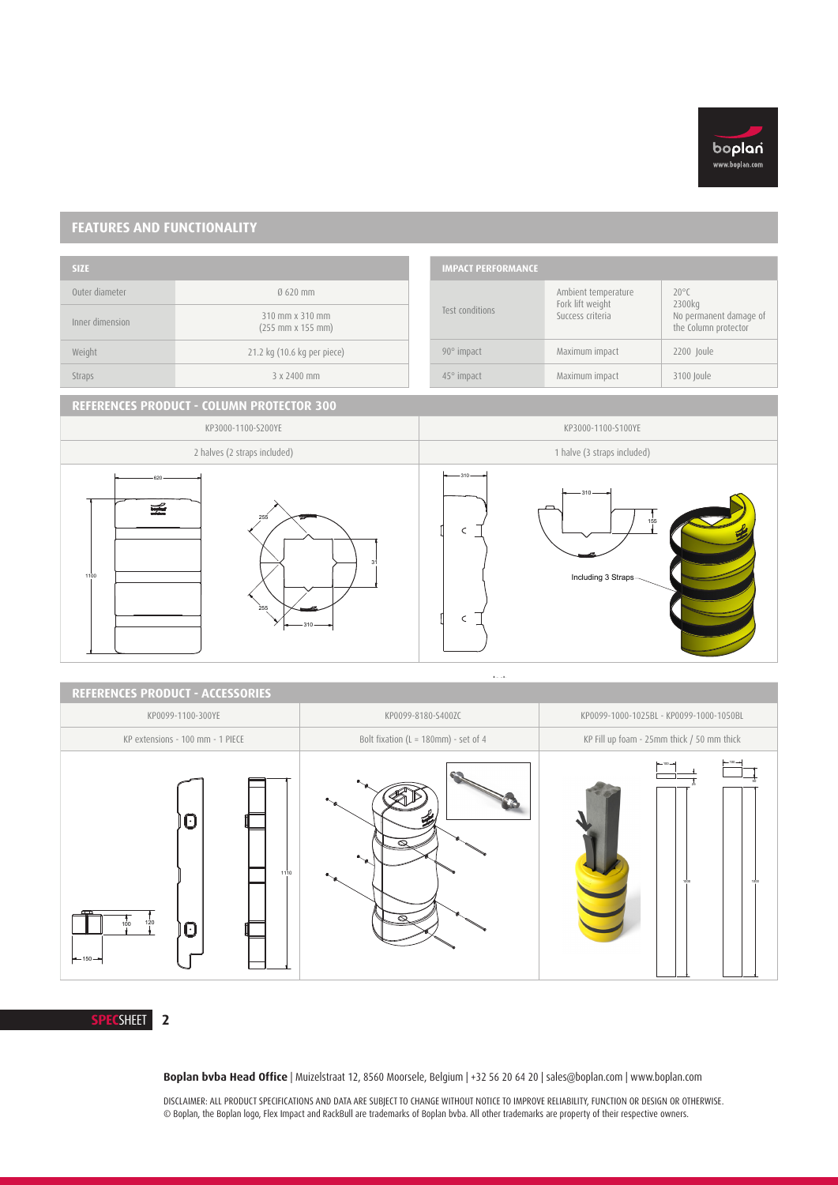## FEATURES AND FUNCTIONALITY

| SIZE | |
|---|---|
| Outer diameter | Ø 620 mm |
| Inner dimension | 310 mm x 310 mm (255 mm x 155 mm) |
| Weight | 21.2 kg (10.6 kg per piece) |
| Straps | 3 x 2400 mm |

| IMPACT PERFORMANCE | | |
|---|---|---|
| Test conditions | Ambient temperature<br>Fork lift weight<br>Success criteria | 20°C<br>2300kg<br>No permanent damage of the Column protector |
| 90° impact | Maximum impact | 2200 Joule |
| 45° impact | Maximum impact | 3100 Joule |

## REFERENCES PRODUCT - COLUMN PROTECTOR 300

| KP3000-1100-S200YE | KP3000-1100-S100YE |
|---|---|
| 2 halves (2 straps included) | 1 halve (3 straps included) |

620
1100
255
31
255
310

310
310
155
Including 3 Straps

## REFERENCES PRODUCT - ACCESSORIES

| KP0099-1100-300YE | KP0099-8180-S400ZC | KP0099-1000-1025BL - KP0099-1000-1050BL |
|---|---|---|
| KP extensions - 100 mm - 1 PIECE | Bolt fixation (L = 180mm) - set of 4 | KP Fill up foam - 25mm thick / 50 mm thick |

1110
100
120
150

**Boplan bvba Head Office** | Muizelstraat 12, 8560 Moorsele, Belgium | +32 56 20 64 20 | sales@boplan.com | www.boplan.com

DISCLAIMER: ALL PRODUCT SPECIFICATIONS AND DATA ARE SUBJECT TO CHANGE WITHOUT NOTICE TO IMPROVE RELIABILITY, FUNCTION OR DESIGN OR OTHERWISE.
© Boplan, the Boplan logo, Flex Impact and RackBull are trademarks of Boplan bvba. All other trademarks are property of their respective owners.